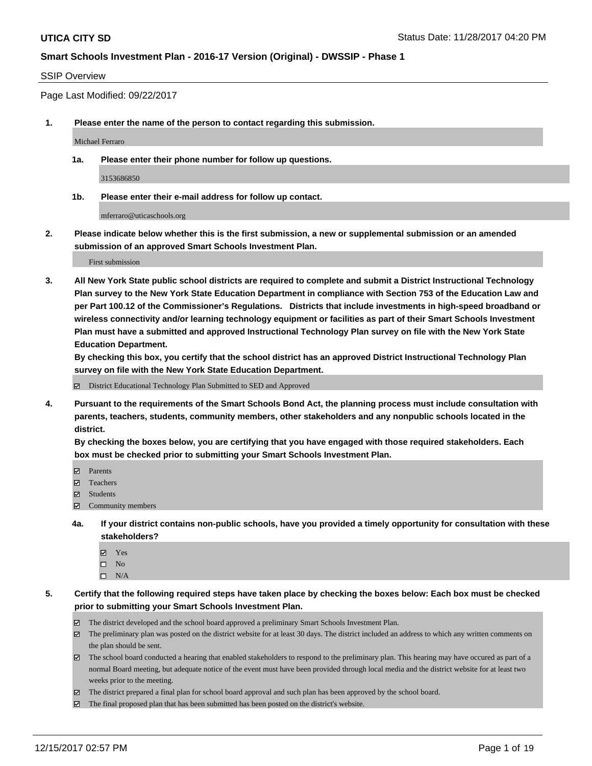**UTICA CITY SD** Status Date: 11/28/2017 04:20 PM

**Smart Schools Investment Plan - 2016-17 Version (Original) - DWSSIP - Phase 1**

SSIP Overview

Page Last Modified: 09/22/2017

**1. Please enter the name of the person to contact regarding this submission.**

Michael Ferraro

**1a. Please enter their phone number for follow up questions.**

3153686850

**1b. Please enter their e-mail address for follow up contact.**

mferraro@uticaschools.org

**2. Please indicate below whether this is the first submission, a new or supplemental submission or an amended submission of an approved Smart Schools Investment Plan.**

First submission

**3. All New York State public school districts are required to complete and submit a District Instructional Technology Plan survey to the New York State Education Department in compliance with Section 753 of the Education Law and per Part 100.12 of the Commissioner's Regulations. Districts that include investments in high-speed broadband or wireless connectivity and/or learning technology equipment or facilities as part of their Smart Schools Investment Plan must have a submitted and approved Instructional Technology Plan survey on file with the New York State Education Department.**
**By checking this box, you certify that the school district has an approved District Instructional Technology Plan survey on file with the New York State Education Department.**

- [x] District Educational Technology Plan Submitted to SED and Approved

**4. Pursuant to the requirements of the Smart Schools Bond Act, the planning process must include consultation with parents, teachers, students, community members, other stakeholders and any nonpublic schools located in the district.**
**By checking the boxes below, you are certifying that you have engaged with those required stakeholders. Each box must be checked prior to submitting your Smart Schools Investment Plan.**

- [x] Parents
- [x] Teachers
- [x] Students
- [x] Community members

**4a. If your district contains non-public schools, have you provided a timely opportunity for consultation with these stakeholders?**

- [x] Yes
- [ ] No
- [ ] N/A

**5. Certify that the following required steps have taken place by checking the boxes below: Each box must be checked prior to submitting your Smart Schools Investment Plan.**

- [x] The district developed and the school board approved a preliminary Smart Schools Investment Plan.
- [x] The preliminary plan was posted on the district website for at least 30 days. The district included an address to which any written comments on the plan should be sent.
- [x] The school board conducted a hearing that enabled stakeholders to respond to the preliminary plan. This hearing may have occured as part of a normal Board meeting, but adequate notice of the event must have been provided through local media and the district website for at least two weeks prior to the meeting.
- [x] The district prepared a final plan for school board approval and such plan has been approved by the school board.
- [x] The final proposed plan that has been submitted has been posted on the district's website.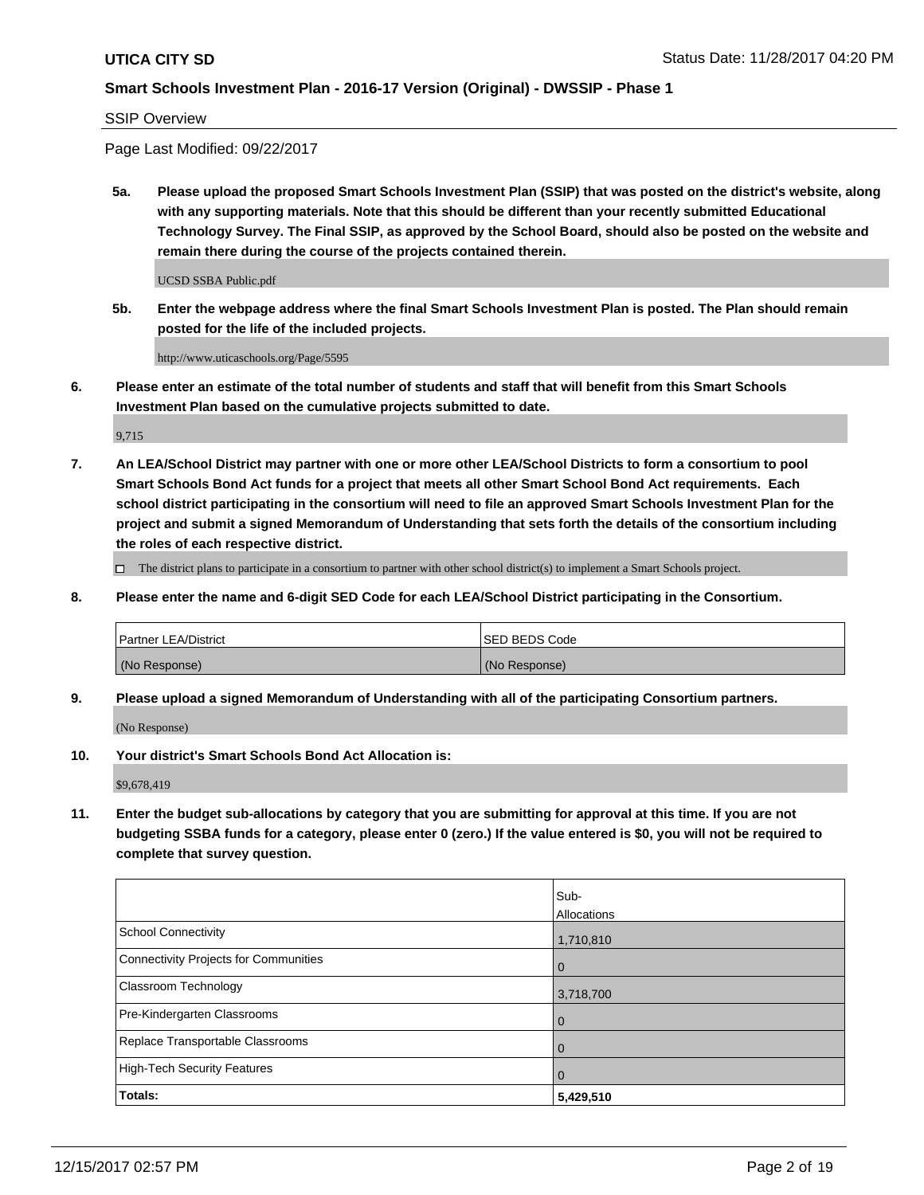SSIP Overview

Page Last Modified: 09/22/2017

**5a. Please upload the proposed Smart Schools Investment Plan (SSIP) that was posted on the district's website, along with any supporting materials. Note that this should be different than your recently submitted Educational Technology Survey. The Final SSIP, as approved by the School Board, should also be posted on the website and remain there during the course of the projects contained therein.**

UCSD SSBA Public.pdf

**5b. Enter the webpage address where the final Smart Schools Investment Plan is posted. The Plan should remain posted for the life of the included projects.**

http://www.uticaschools.org/Page/5595

**6. Please enter an estimate of the total number of students and staff that will benefit from this Smart Schools Investment Plan based on the cumulative projects submitted to date.**

9,715

**7. An LEA/School District may partner with one or more other LEA/School Districts to form a consortium to pool Smart Schools Bond Act funds for a project that meets all other Smart School Bond Act requirements. Each school district participating in the consortium will need to file an approved Smart Schools Investment Plan for the project and submit a signed Memorandum of Understanding that sets forth the details of the consortium including the roles of each respective district.**

☐ The district plans to participate in a consortium to partner with other school district(s) to implement a Smart Schools project.

**8. Please enter the name and 6-digit SED Code for each LEA/School District participating in the Consortium.**

| Partner LEA/District | SED BEDS Code |
| --- | --- |
| (No Response) | (No Response) |

**9. Please upload a signed Memorandum of Understanding with all of the participating Consortium partners.**

(No Response)

**10. Your district's Smart Schools Bond Act Allocation is:**

$9,678,419

**11. Enter the budget sub-allocations by category that you are submitting for approval at this time. If you are not budgeting SSBA funds for a category, please enter 0 (zero.) If the value entered is $0, you will not be required to complete that survey question.**

| | Sub-Allocations |
| --- | --- |
| School Connectivity | 1,710,810 |
| Connectivity Projects for Communities | 0 |
| Classroom Technology | 3,718,700 |
| Pre-Kindergarten Classrooms | 0 |
| Replace Transportable Classrooms | 0 |
| High-Tech Security Features | 0 |
| **Totals:** | **5,429,510** |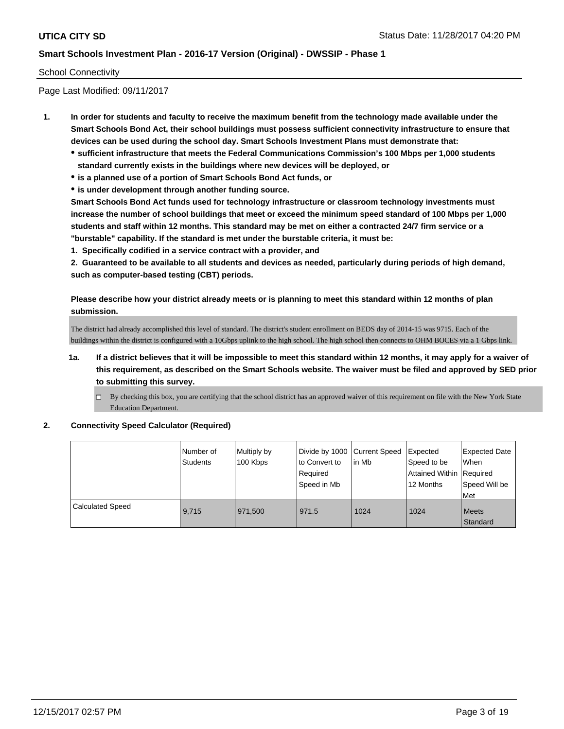School Connectivity

Page Last Modified: 09/11/2017

1. **In order for students and faculty to receive the maximum benefit from the technology made available under the Smart Schools Bond Act, their school buildings must possess sufficient connectivity infrastructure to ensure that devices can be used during the school day. Smart Schools Investment Plans must demonstrate that:**
   - **sufficient infrastructure that meets the Federal Communications Commission's 100 Mbps per 1,000 students standard currently exists in the buildings where new devices will be deployed, or**
   - **is a planned use of a portion of Smart Schools Bond Act funds, or**
   - **is under development through another funding source.**

   **Smart Schools Bond Act funds used for technology infrastructure or classroom technology investments must increase the number of school buildings that meet or exceed the minimum speed standard of 100 Mbps per 1,000 students and staff within 12 months. This standard may be met on either a contracted 24/7 firm service or a "burstable" capability. If the standard is met under the burstable criteria, it must be:**

   **1. Specifically codified in a service contract with a provider, and**

   **2. Guaranteed to be available to all students and devices as needed, particularly during periods of high demand, such as computer-based testing (CBT) periods.**

   **Please describe how your district already meets or is planning to meet this standard within 12 months of plan submission.**

   The district had already accomplished this level of standard. The district's student enrollment on BEDS day of 2014-15 was 9715. Each of the buildings within the district is configured with a 10Gbps uplink to the high school. The high school then connects to OHM BOCES via a 1 Gbps link.

   1a. **If a district believes that it will be impossible to meet this standard within 12 months, it may apply for a waiver of this requirement, as described on the Smart Schools website. The waiver must be filed and approved by SED prior to submitting this survey.**

   ☐ By checking this box, you are certifying that the school district has an approved waiver of this requirement on file with the New York State Education Department.

2. **Connectivity Speed Calculator (Required)**

|  | Number of Students | Multiply by 100 Kbps | Divide by 1000 to Convert to Required Speed in Mb | Current Speed in Mb | Expected Speed to be Attained Within 12 Months | Expected Date When Required Speed Will be Met |
|---|---|---|---|---|---|---|
| Calculated Speed | 9,715 | 971,500 | 971.5 | 1024 | 1024 | Meets Standard |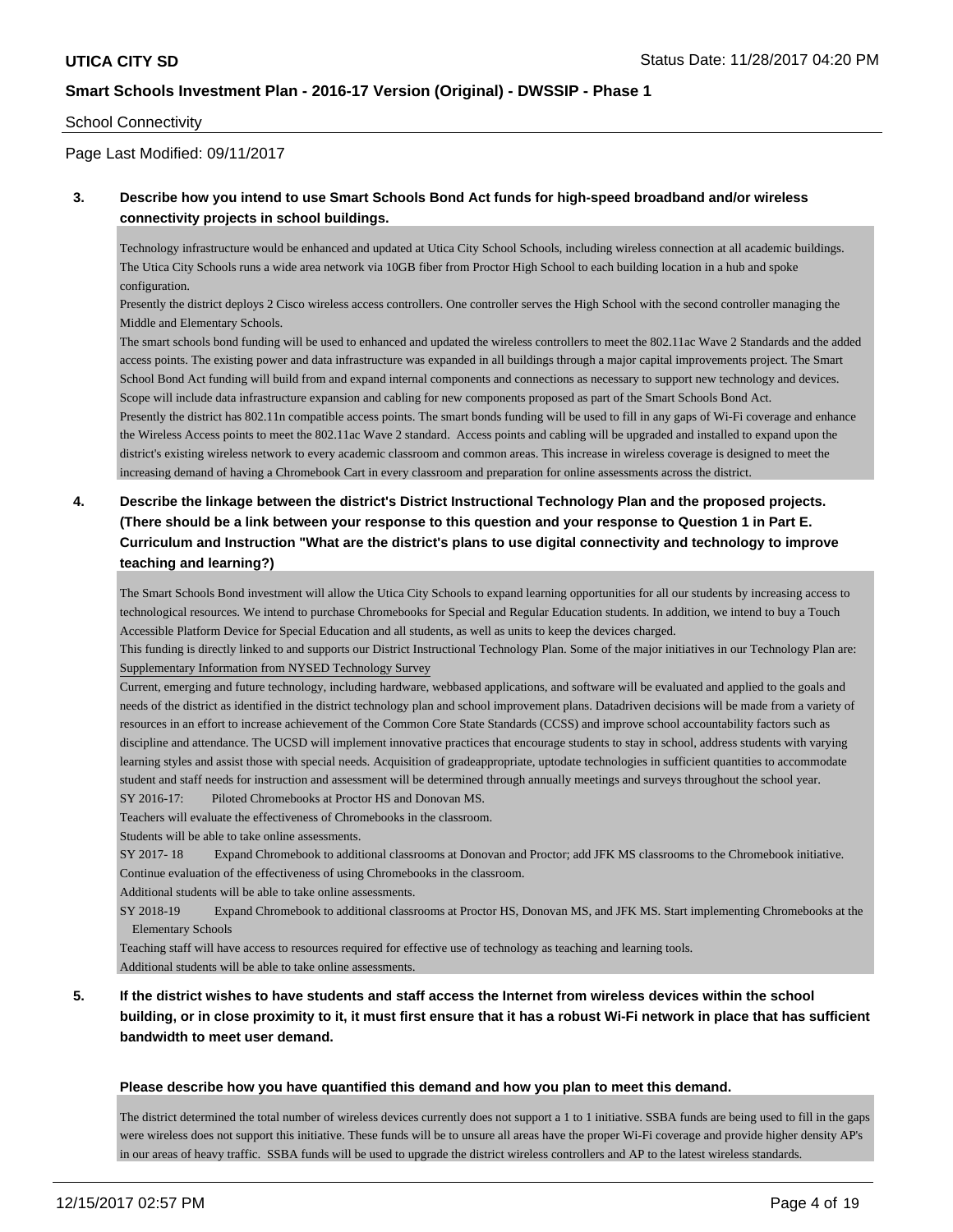School Connectivity

Page Last Modified: 09/11/2017

**3. Describe how you intend to use Smart Schools Bond Act funds for high-speed broadband and/or wireless connectivity projects in school buildings.**

Technology infrastructure would be enhanced and updated at Utica City School Schools, including wireless connection at all academic buildings. The Utica City Schools runs a wide area network via 10GB fiber from Proctor High School to each building location in a hub and spoke configuration.
Presently the district deploys 2 Cisco wireless access controllers. One controller serves the High School with the second controller managing the Middle and Elementary Schools.
The smart schools bond funding will be used to enhanced and updated the wireless controllers to meet the 802.11ac Wave 2 Standards and the added access points. The existing power and data infrastructure was expanded in all buildings through a major capital improvements project. The Smart School Bond Act funding will build from and expand internal components and connections as necessary to support new technology and devices. Scope will include data infrastructure expansion and cabling for new components proposed as part of the Smart Schools Bond Act.
Presently the district has 802.11n compatible access points. The smart bonds funding will be used to fill in any gaps of Wi-Fi coverage and enhance the Wireless Access points to meet the 802.11ac Wave 2 standard. Access points and cabling will be upgraded and installed to expand upon the district's existing wireless network to every academic classroom and common areas. This increase in wireless coverage is designed to meet the increasing demand of having a Chromebook Cart in every classroom and preparation for online assessments across the district.

**4. Describe the linkage between the district's District Instructional Technology Plan and the proposed projects. (There should be a link between your response to this question and your response to Question 1 in Part E. Curriculum and Instruction "What are the district's plans to use digital connectivity and technology to improve teaching and learning?)**

The Smart Schools Bond investment will allow the Utica City Schools to expand learning opportunities for all our students by increasing access to technological resources. We intend to purchase Chromebooks for Special and Regular Education students. In addition, we intend to buy a Touch Accessible Platform Device for Special Education and all students, as well as units to keep the devices charged.
This funding is directly linked to and supports our District Instructional Technology Plan. Some of the major initiatives in our Technology Plan are:
Supplementary Information from NYSED Technology Survey
Current, emerging and future technology, including hardware, webbased applications, and software will be evaluated and applied to the goals and needs of the district as identified in the district technology plan and school improvement plans. Datadriven decisions will be made from a variety of resources in an effort to increase achievement of the Common Core State Standards (CCSS) and improve school accountability factors such as discipline and attendance. The UCSD will implement innovative practices that encourage students to stay in school, address students with varying learning styles and assist those with special needs. Acquisition of gradeappropriate, uptodate technologies in sufficient quantities to accommodate student and staff needs for instruction and assessment will be determined through annually meetings and surveys throughout the school year.
SY 2016-17: Piloted Chromebooks at Proctor HS and Donovan MS.
Teachers will evaluate the effectiveness of Chromebooks in the classroom.
Students will be able to take online assessments.
SY 2017- 18 Expand Chromebook to additional classrooms at Donovan and Proctor; add JFK MS classrooms to the Chromebook initiative.
Continue evaluation of the effectiveness of using Chromebooks in the classroom.
Additional students will be able to take online assessments.
SY 2018-19 Expand Chromebook to additional classrooms at Proctor HS, Donovan MS, and JFK MS. Start implementing Chromebooks at the Elementary Schools
Teaching staff will have access to resources required for effective use of technology as teaching and learning tools.
Additional students will be able to take online assessments.

**5. If the district wishes to have students and staff access the Internet from wireless devices within the school building, or in close proximity to it, it must first ensure that it has a robust Wi-Fi network in place that has sufficient bandwidth to meet user demand.**

**Please describe how you have quantified this demand and how you plan to meet this demand.**

The district determined the total number of wireless devices currently does not support a 1 to 1 initiative. SSBA funds are being used to fill in the gaps were wireless does not support this initiative. These funds will be to unsure all areas have the proper Wi-Fi coverage and provide higher density AP's in our areas of heavy traffic. SSBA funds will be used to upgrade the district wireless controllers and AP to the latest wireless standards.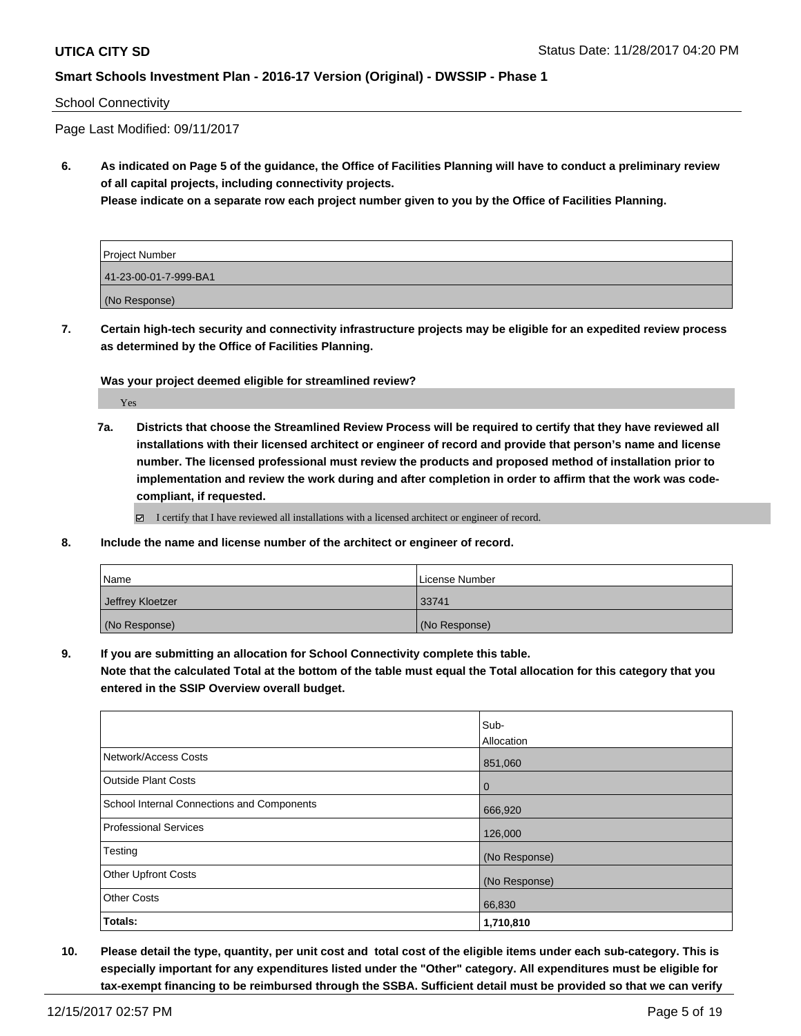School Connectivity

Page Last Modified: 09/11/2017

**6. As indicated on Page 5 of the guidance, the Office of Facilities Planning will have to conduct a preliminary review of all capital projects, including connectivity projects.**
**Please indicate on a separate row each project number given to you by the Office of Facilities Planning.**

| Project Number |
| --- |
| 41-23-00-01-7-999-BA1 |
| (No Response) |

**7. Certain high-tech security and connectivity infrastructure projects may be eligible for an expedited review process as determined by the Office of Facilities Planning.**

**Was your project deemed eligible for streamlined review?**

Yes

**7a. Districts that choose the Streamlined Review Process will be required to certify that they have reviewed all installations with their licensed architect or engineer of record and provide that person's name and license number. The licensed professional must review the products and proposed method of installation prior to implementation and review the work during and after completion in order to affirm that the work was code-compliant, if requested.**

☑ I certify that I have reviewed all installations with a licensed architect or engineer of record.

**8. Include the name and license number of the architect or engineer of record.**

| Name | License Number |
| --- | --- |
| Jeffrey Kloetzer | 33741 |
| (No Response) | (No Response) |

**9. If you are submitting an allocation for School Connectivity complete this table.**
**Note that the calculated Total at the bottom of the table must equal the Total allocation for this category that you entered in the SSIP Overview overall budget.**

| | Sub-Allocation |
| --- | --- |
| Network/Access Costs | 851,060 |
| Outside Plant Costs | 0 |
| School Internal Connections and Components | 666,920 |
| Professional Services | 126,000 |
| Testing | (No Response) |
| Other Upfront Costs | (No Response) |
| Other Costs | 66,830 |
| **Totals:** | **1,710,810** |

**10. Please detail the type, quantity, per unit cost and total cost of the eligible items under each sub-category. This is especially important for any expenditures listed under the "Other" category. All expenditures must be eligible for tax-exempt financing to be reimbursed through the SSBA. Sufficient detail must be provided so that we can verify**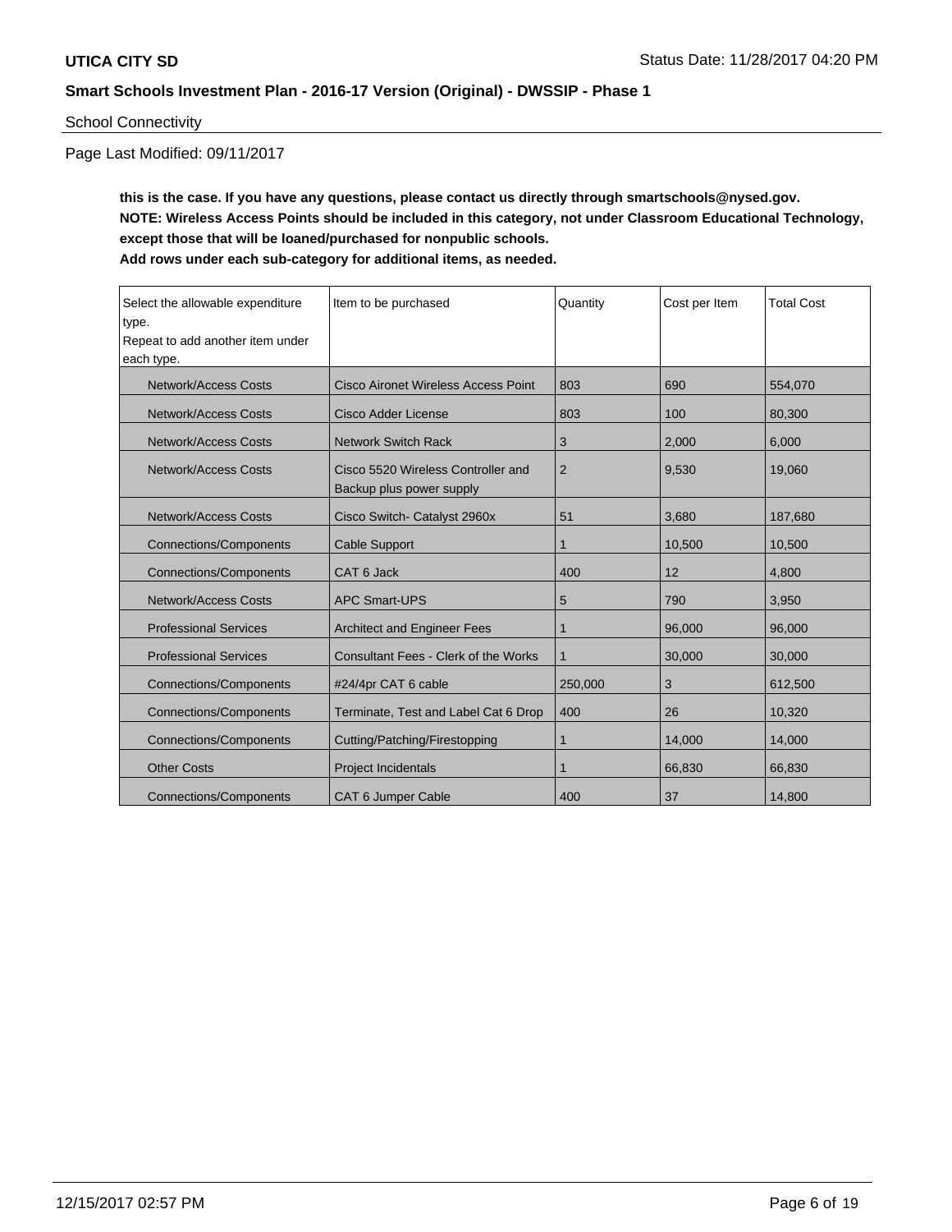School Connectivity

Page Last Modified: 09/11/2017

**this is the case. If you have any questions, please contact us directly through smartschools@nysed.gov.**
**NOTE: Wireless Access Points should be included in this category, not under Classroom Educational Technology, except those that will be loaned/purchased for nonpublic schools.**
**Add rows under each sub-category for additional items, as needed.**

| Select the allowable expenditure type. Repeat to add another item under each type. | Item to be purchased | Quantity | Cost per Item | Total Cost |
|---|---|---|---|---|
| Network/Access Costs | Cisco Aironet Wireless Access Point | 803 | 690 | 554,070 |
| Network/Access Costs | Cisco Adder License | 803 | 100 | 80,300 |
| Network/Access Costs | Network Switch Rack | 3 | 2,000 | 6,000 |
| Network/Access Costs | Cisco 5520 Wireless Controller and Backup plus power supply | 2 | 9,530 | 19,060 |
| Network/Access Costs | Cisco Switch- Catalyst 2960x | 51 | 3,680 | 187,680 |
| Connections/Components | Cable Support | 1 | 10,500 | 10,500 |
| Connections/Components | CAT 6 Jack | 400 | 12 | 4,800 |
| Network/Access Costs | APC Smart-UPS | 5 | 790 | 3,950 |
| Professional Services | Architect and Engineer Fees | 1 | 96,000 | 96,000 |
| Professional Services | Consultant Fees - Clerk of the Works | 1 | 30,000 | 30,000 |
| Connections/Components | #24/4pr CAT 6 cable | 250,000 | 3 | 612,500 |
| Connections/Components | Terminate, Test and Label Cat 6 Drop | 400 | 26 | 10,320 |
| Connections/Components | Cutting/Patching/Firestopping | 1 | 14,000 | 14,000 |
| Other Costs | Project Incidentals | 1 | 66,830 | 66,830 |
| Connections/Components | CAT 6 Jumper Cable | 400 | 37 | 14,800 |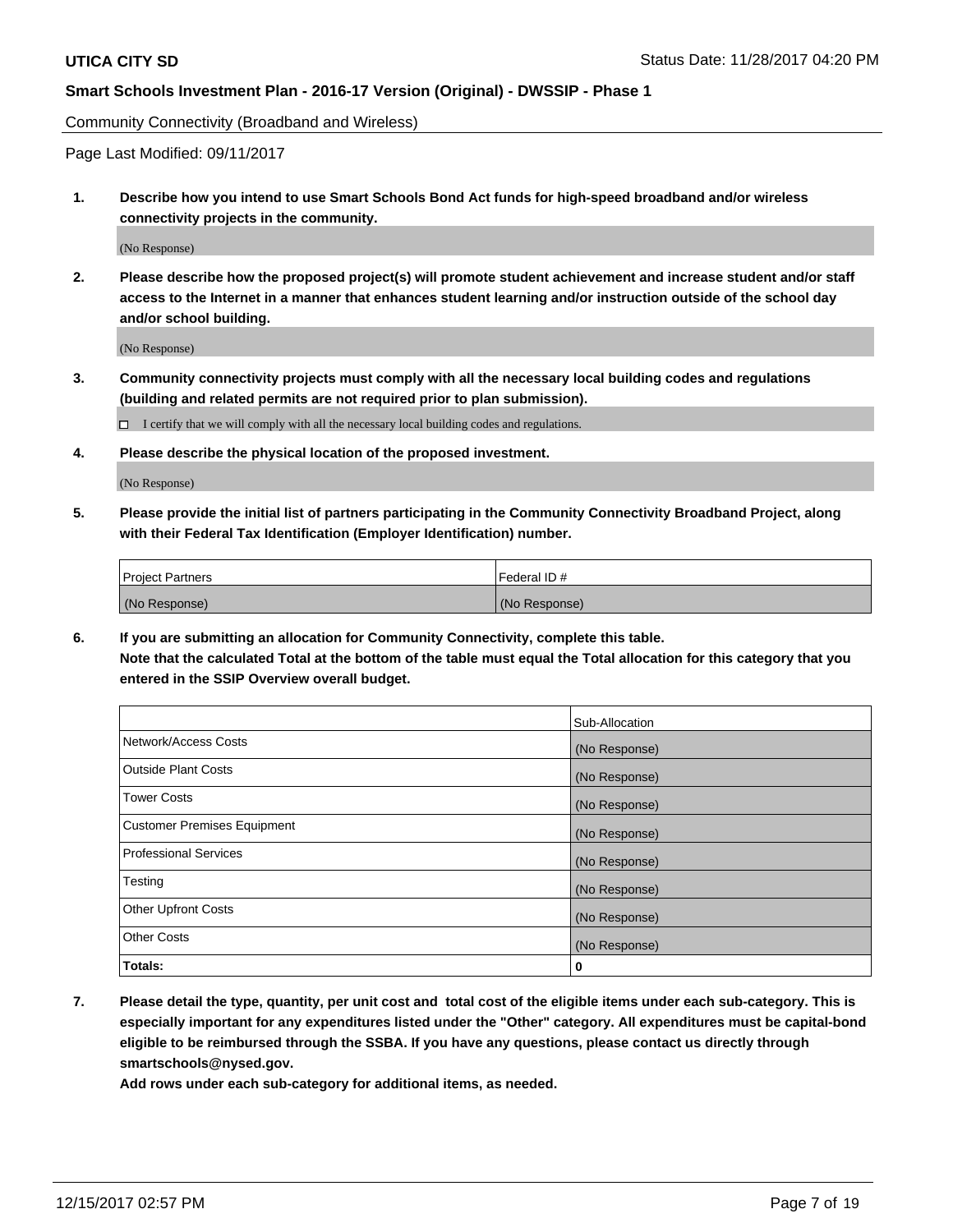Community Connectivity (Broadband and Wireless)

Page Last Modified: 09/11/2017

**1. Describe how you intend to use Smart Schools Bond Act funds for high-speed broadband and/or wireless connectivity projects in the community.**

(No Response)

**2. Please describe how the proposed project(s) will promote student achievement and increase student and/or staff access to the Internet in a manner that enhances student learning and/or instruction outside of the school day and/or school building.**

(No Response)

**3. Community connectivity projects must comply with all the necessary local building codes and regulations (building and related permits are not required prior to plan submission).**

☐ I certify that we will comply with all the necessary local building codes and regulations.

**4. Please describe the physical location of the proposed investment.**

(No Response)

**5. Please provide the initial list of partners participating in the Community Connectivity Broadband Project, along with their Federal Tax Identification (Employer Identification) number.**

| Project Partners | Federal ID # |
|---|---|
| (No Response) | (No Response) |

**6. If you are submitting an allocation for Community Connectivity, complete this table.**
**Note that the calculated Total at the bottom of the table must equal the Total allocation for this category that you entered in the SSIP Overview overall budget.**

| | Sub-Allocation |
|---|---|
| Network/Access Costs | (No Response) |
| Outside Plant Costs | (No Response) |
| Tower Costs | (No Response) |
| Customer Premises Equipment | (No Response) |
| Professional Services | (No Response) |
| Testing | (No Response) |
| Other Upfront Costs | (No Response) |
| Other Costs | (No Response) |
| **Totals:** | **0** |

**7. Please detail the type, quantity, per unit cost and total cost of the eligible items under each sub-category. This is especially important for any expenditures listed under the "Other" category. All expenditures must be capital-bond eligible to be reimbursed through the SSBA. If you have any questions, please contact us directly through smartschools@nysed.gov.**

**Add rows under each sub-category for additional items, as needed.**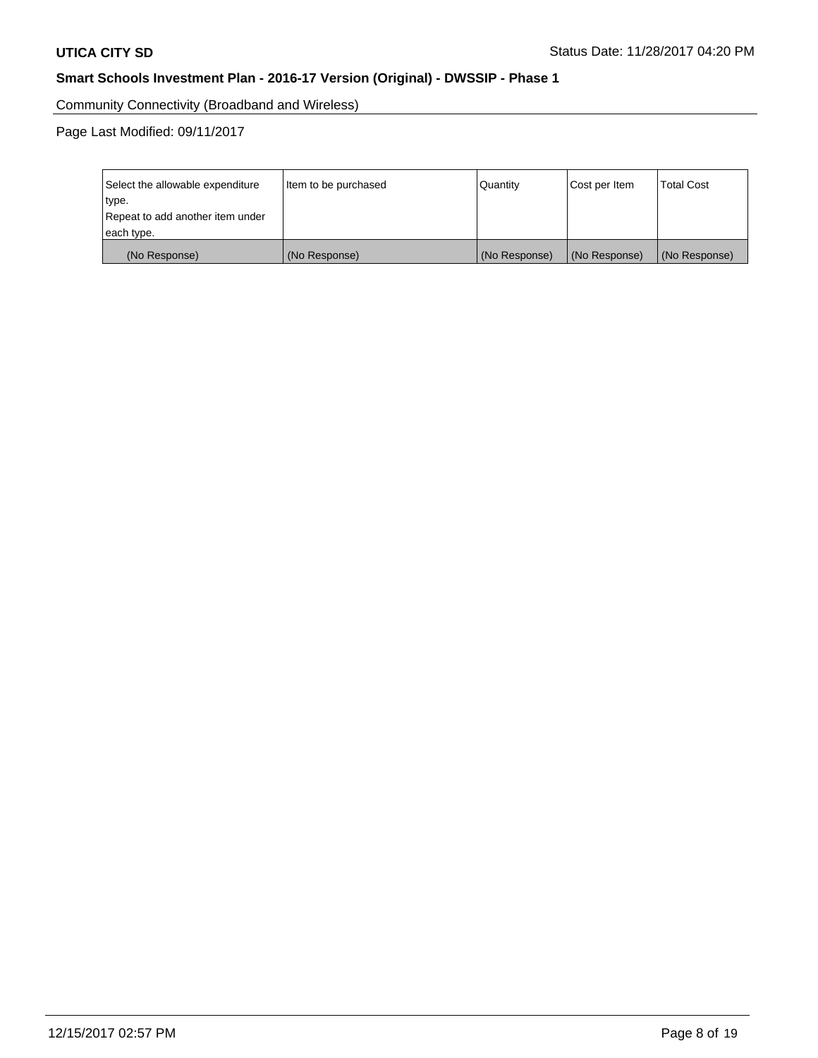Community Connectivity (Broadband and Wireless)

Page Last Modified: 09/11/2017

| Select the allowable expenditure type.<br>Repeat to add another item under each type. | Item to be purchased | Quantity | Cost per Item | Total Cost |
|---|---|---|---|---|
| (No Response) | (No Response) | (No Response) | (No Response) | (No Response) |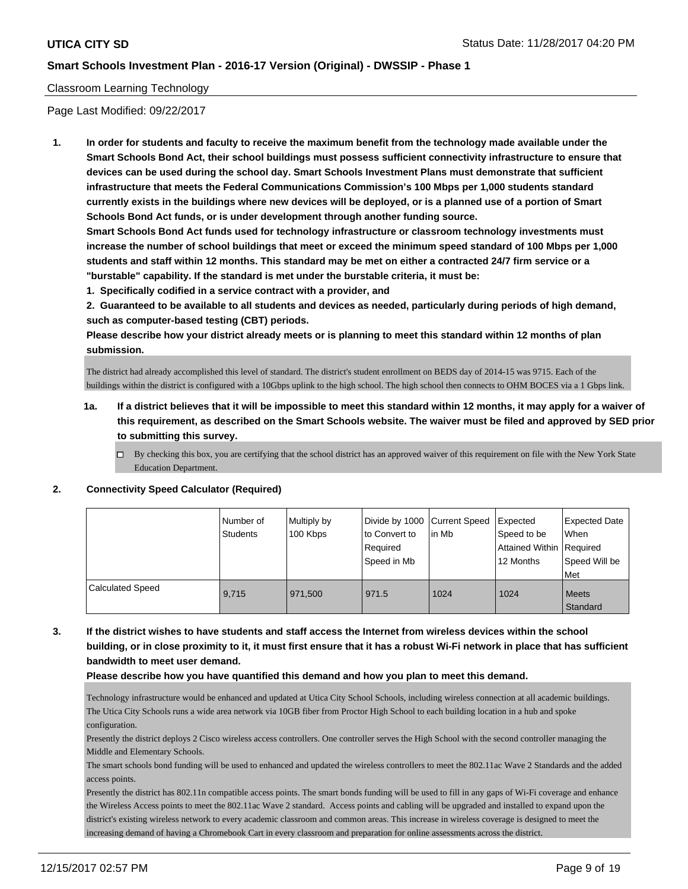Classroom Learning Technology

Page Last Modified: 09/22/2017

1. **In order for students and faculty to receive the maximum benefit from the technology made available under the Smart Schools Bond Act, their school buildings must possess sufficient connectivity infrastructure to ensure that devices can be used during the school day. Smart Schools Investment Plans must demonstrate that sufficient infrastructure that meets the Federal Communications Commission's 100 Mbps per 1,000 students standard currently exists in the buildings where new devices will be deployed, or is a planned use of a portion of Smart Schools Bond Act funds, or is under development through another funding source.**
   **Smart Schools Bond Act funds used for technology infrastructure or classroom technology investments must increase the number of school buildings that meet or exceed the minimum speed standard of 100 Mbps per 1,000 students and staff within 12 months. This standard may be met on either a contracted 24/7 firm service or a "burstable" capability. If the standard is met under the burstable criteria, it must be:**
   **1. Specifically codified in a service contract with a provider, and**
   **2. Guaranteed to be available to all students and devices as needed, particularly during periods of high demand, such as computer-based testing (CBT) periods.**
   **Please describe how your district already meets or is planning to meet this standard within 12 months of plan submission.**

   The district had already accomplished this level of standard. The district's student enrollment on BEDS day of 2014-15 was 9715. Each of the buildings within the district is configured with a 10Gbps uplink to the high school. The high school then connects to OHM BOCES via a 1 Gbps link.

   1a. **If a district believes that it will be impossible to meet this standard within 12 months, it may apply for a waiver of this requirement, as described on the Smart Schools website. The waiver must be filed and approved by SED prior to submitting this survey.**

   ☐ By checking this box, you are certifying that the school district has an approved waiver of this requirement on file with the New York State Education Department.

2. **Connectivity Speed Calculator (Required)**

|  | Number of Students | Multiply by 100 Kbps | Divide by 1000 to Convert to Required Speed in Mb | Current Speed in Mb | Expected Speed to be Attained Within 12 Months | Expected Date When Required Speed Will be Met |
|---|---|---|---|---|---|---|
| Calculated Speed | 9,715 | 971,500 | 971.5 | 1024 | 1024 | Meets Standard |

3. **If the district wishes to have students and staff access the Internet from wireless devices within the school building, or in close proximity to it, it must first ensure that it has a robust Wi-Fi network in place that has sufficient bandwidth to meet user demand.**
   **Please describe how you have quantified this demand and how you plan to meet this demand.**

   Technology infrastructure would be enhanced and updated at Utica City School Schools, including wireless connection at all academic buildings.
   The Utica City Schools runs a wide area network via 10GB fiber from Proctor High School to each building location in a hub and spoke configuration.
   Presently the district deploys 2 Cisco wireless access controllers. One controller serves the High School with the second controller managing the Middle and Elementary Schools.
   The smart schools bond funding will be used to enhanced and updated the wireless controllers to meet the 802.11ac Wave 2 Standards and the added access points.
   Presently the district has 802.11n compatible access points. The smart bonds funding will be used to fill in any gaps of Wi-Fi coverage and enhance the Wireless Access points to meet the 802.11ac Wave 2 standard. Access points and cabling will be upgraded and installed to expand upon the district's existing wireless network to every academic classroom and common areas. This increase in wireless coverage is designed to meet the increasing demand of having a Chromebook Cart in every classroom and preparation for online assessments across the district.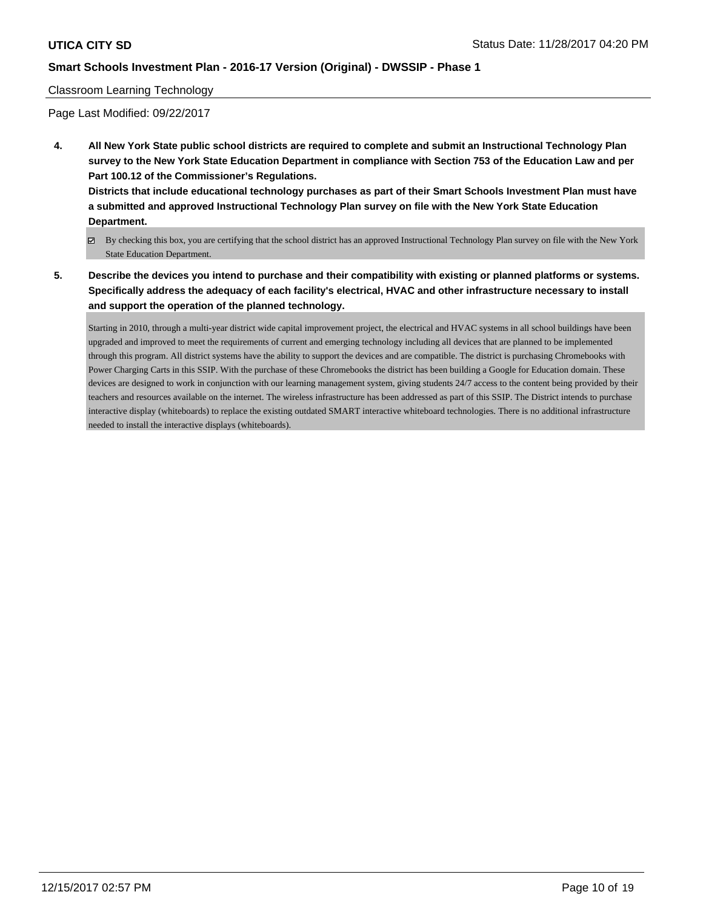Classroom Learning Technology

Page Last Modified: 09/22/2017

**4. All New York State public school districts are required to complete and submit an Instructional Technology Plan survey to the New York State Education Department in compliance with Section 753 of the Education Law and per Part 100.12 of the Commissioner's Regulations.**

**Districts that include educational technology purchases as part of their Smart Schools Investment Plan must have a submitted and approved Instructional Technology Plan survey on file with the New York State Education Department.**

☑ By checking this box, you are certifying that the school district has an approved Instructional Technology Plan survey on file with the New York State Education Department.

**5. Describe the devices you intend to purchase and their compatibility with existing or planned platforms or systems. Specifically address the adequacy of each facility's electrical, HVAC and other infrastructure necessary to install and support the operation of the planned technology.**

Starting in 2010, through a multi-year district wide capital improvement project, the electrical and HVAC systems in all school buildings have been upgraded and improved to meet the requirements of current and emerging technology including all devices that are planned to be implemented through this program. All district systems have the ability to support the devices and are compatible. The district is purchasing Chromebooks with Power Charging Carts in this SSIP. With the purchase of these Chromebooks the district has been building a Google for Education domain. These devices are designed to work in conjunction with our learning management system, giving students 24/7 access to the content being provided by their teachers and resources available on the internet. The wireless infrastructure has been addressed as part of this SSIP. The District intends to purchase interactive display (whiteboards) to replace the existing outdated SMART interactive whiteboard technologies. There is no additional infrastructure needed to install the interactive displays (whiteboards).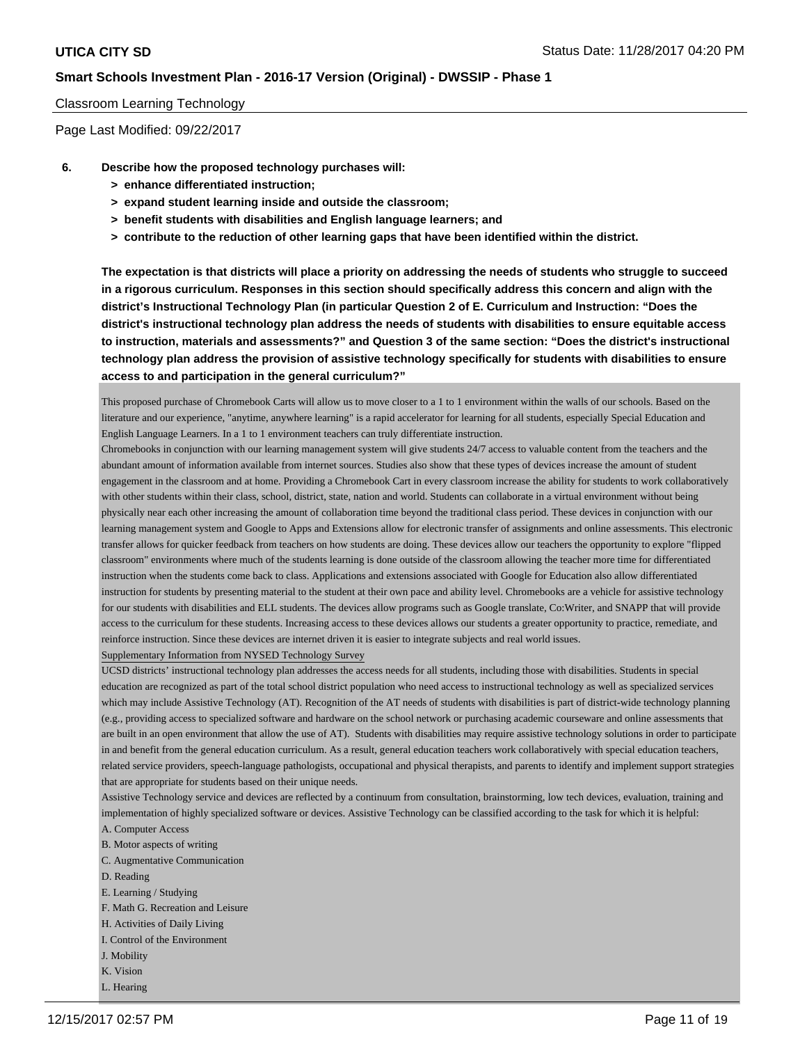Classroom Learning Technology

Page Last Modified: 09/22/2017

**6. Describe how the proposed technology purchases will:**

- **> enhance differentiated instruction;**
- **> expand student learning inside and outside the classroom;**
- **> benefit students with disabilities and English language learners; and**
- **> contribute to the reduction of other learning gaps that have been identified within the district.**

**The expectation is that districts will place a priority on addressing the needs of students who struggle to succeed in a rigorous curriculum. Responses in this section should specifically address this concern and align with the district's Instructional Technology Plan (in particular Question 2 of E. Curriculum and Instruction: "Does the district's instructional technology plan address the needs of students with disabilities to ensure equitable access to instruction, materials and assessments?" and Question 3 of the same section: "Does the district's instructional technology plan address the provision of assistive technology specifically for students with disabilities to ensure access to and participation in the general curriculum?"**

This proposed purchase of Chromebook Carts will allow us to move closer to a 1 to 1 environment within the walls of our schools. Based on the literature and our experience, "anytime, anywhere learning" is a rapid accelerator for learning for all students, especially Special Education and English Language Learners. In a 1 to 1 environment teachers can truly differentiate instruction.

Chromebooks in conjunction with our learning management system will give students 24/7 access to valuable content from the teachers and the abundant amount of information available from internet sources. Studies also show that these types of devices increase the amount of student engagement in the classroom and at home. Providing a Chromebook Cart in every classroom increase the ability for students to work collaboratively with other students within their class, school, district, state, nation and world. Students can collaborate in a virtual environment without being physically near each other increasing the amount of collaboration time beyond the traditional class period. These devices in conjunction with our learning management system and Google to Apps and Extensions allow for electronic transfer of assignments and online assessments. This electronic transfer allows for quicker feedback from teachers on how students are doing. These devices allow our teachers the opportunity to explore "flipped classroom" environments where much of the students learning is done outside of the classroom allowing the teacher more time for differentiated instruction when the students come back to class. Applications and extensions associated with Google for Education also allow differentiated instruction for students by presenting material to the student at their own pace and ability level. Chromebooks are a vehicle for assistive technology for our students with disabilities and ELL students. The devices allow programs such as Google translate, Co:Writer, and SNAPP that will provide access to the curriculum for these students. Increasing access to these devices allows our students a greater opportunity to practice, remediate, and reinforce instruction. Since these devices are internet driven it is easier to integrate subjects and real world issues.

Supplementary Information from NYSED Technology Survey

UCSD districts' instructional technology plan addresses the access needs for all students, including those with disabilities. Students in special education are recognized as part of the total school district population who need access to instructional technology as well as specialized services which may include Assistive Technology (AT). Recognition of the AT needs of students with disabilities is part of district-wide technology planning (e.g., providing access to specialized software and hardware on the school network or purchasing academic courseware and online assessments that are built in an open environment that allow the use of AT). Students with disabilities may require assistive technology solutions in order to participate in and benefit from the general education curriculum. As a result, general education teachers work collaboratively with special education teachers, related service providers, speech-language pathologists, occupational and physical therapists, and parents to identify and implement support strategies that are appropriate for students based on their unique needs.

Assistive Technology service and devices are reflected by a continuum from consultation, brainstorming, low tech devices, evaluation, training and implementation of highly specialized software or devices. Assistive Technology can be classified according to the task for which it is helpful:

A. Computer Access
B. Motor aspects of writing
C. Augmentative Communication
D. Reading
E. Learning / Studying
F. Math G. Recreation and Leisure
H. Activities of Daily Living
I. Control of the Environment
J. Mobility
K. Vision
L. Hearing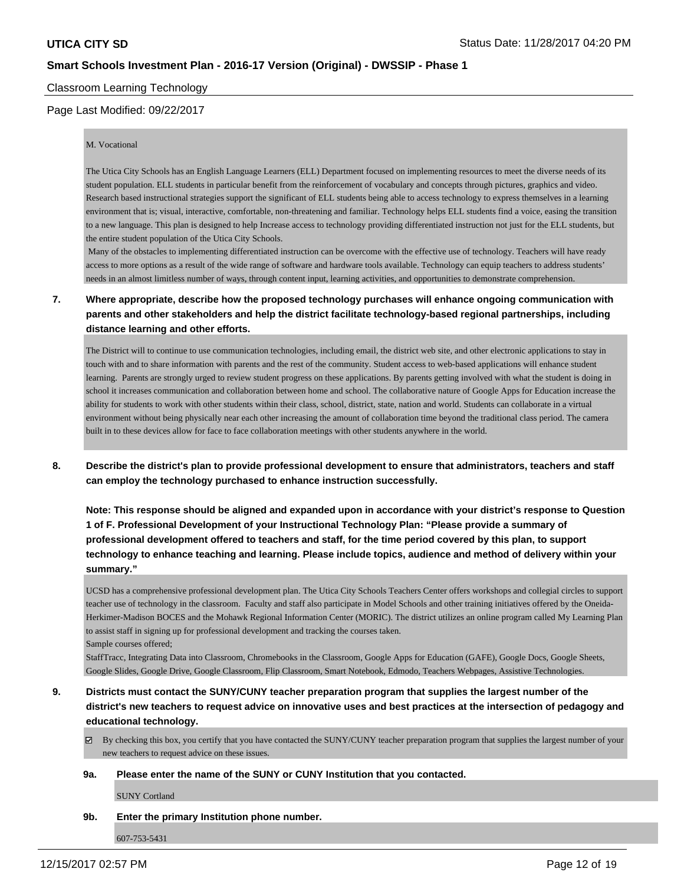Classroom Learning Technology

Page Last Modified: 09/22/2017

M. Vocational

The Utica City Schools has an English Language Learners (ELL) Department focused on implementing resources to meet the diverse needs of its student population. ELL students in particular benefit from the reinforcement of vocabulary and concepts through pictures, graphics and video. Research based instructional strategies support the significant of ELL students being able to access technology to express themselves in a learning environment that is; visual, interactive, comfortable, non-threatening and familiar. Technology helps ELL students find a voice, easing the transition to a new language. This plan is designed to help Increase access to technology providing differentiated instruction not just for the ELL students, but the entire student population of the Utica City Schools.

Many of the obstacles to implementing differentiated instruction can be overcome with the effective use of technology. Teachers will have ready access to more options as a result of the wide range of software and hardware tools available. Technology can equip teachers to address students' needs in an almost limitless number of ways, through content input, learning activities, and opportunities to demonstrate comprehension.

**7. Where appropriate, describe how the proposed technology purchases will enhance ongoing communication with parents and other stakeholders and help the district facilitate technology-based regional partnerships, including distance learning and other efforts.**

The District will to continue to use communication technologies, including email, the district web site, and other electronic applications to stay in touch with and to share information with parents and the rest of the community. Student access to web-based applications will enhance student learning. Parents are strongly urged to review student progress on these applications. By parents getting involved with what the student is doing in school it increases communication and collaboration between home and school. The collaborative nature of Google Apps for Education increase the ability for students to work with other students within their class, school, district, state, nation and world. Students can collaborate in a virtual environment without being physically near each other increasing the amount of collaboration time beyond the traditional class period. The camera built in to these devices allow for face to face collaboration meetings with other students anywhere in the world.

**8. Describe the district's plan to provide professional development to ensure that administrators, teachers and staff can employ the technology purchased to enhance instruction successfully.**

**Note: This response should be aligned and expanded upon in accordance with your district's response to Question 1 of F. Professional Development of your Instructional Technology Plan: "Please provide a summary of professional development offered to teachers and staff, for the time period covered by this plan, to support technology to enhance teaching and learning. Please include topics, audience and method of delivery within your summary."**

UCSD has a comprehensive professional development plan. The Utica City Schools Teachers Center offers workshops and collegial circles to support teacher use of technology in the classroom. Faculty and staff also participate in Model Schools and other training initiatives offered by the Oneida-Herkimer-Madison BOCES and the Mohawk Regional Information Center (MORIC). The district utilizes an online program called My Learning Plan to assist staff in signing up for professional development and tracking the courses taken.

Sample courses offered;

StaffTracc, Integrating Data into Classroom, Chromebooks in the Classroom, Google Apps for Education (GAFE), Google Docs, Google Sheets, Google Slides, Google Drive, Google Classroom, Flip Classroom, Smart Notebook, Edmodo, Teachers Webpages, Assistive Technologies.

**9. Districts must contact the SUNY/CUNY teacher preparation program that supplies the largest number of the district's new teachers to request advice on innovative uses and best practices at the intersection of pedagogy and educational technology.**

☑ By checking this box, you certify that you have contacted the SUNY/CUNY teacher preparation program that supplies the largest number of your new teachers to request advice on these issues.

**9a. Please enter the name of the SUNY or CUNY Institution that you contacted.**

SUNY Cortland

**9b. Enter the primary Institution phone number.**

607-753-5431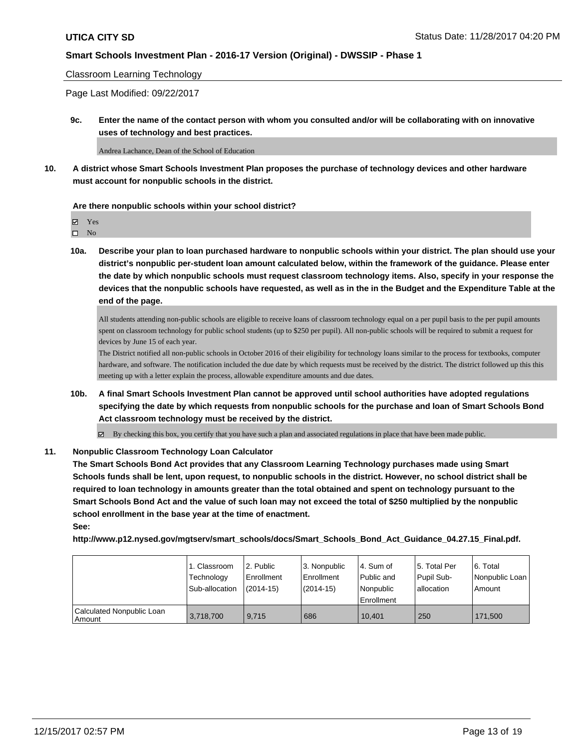Classroom Learning Technology

Page Last Modified: 09/22/2017

**9c. Enter the name of the contact person with whom you consulted and/or will be collaborating with on innovative uses of technology and best practices.**

Andrea Lachance, Dean of the School of Education

**10. A district whose Smart Schools Investment Plan proposes the purchase of technology devices and other hardware must account for nonpublic schools in the district.**

**Are there nonpublic schools within your school district?**

☑ Yes
☐ No

**10a. Describe your plan to loan purchased hardware to nonpublic schools within your district. The plan should use your district's nonpublic per-student loan amount calculated below, within the framework of the guidance. Please enter the date by which nonpublic schools must request classroom technology items. Also, specify in your response the devices that the nonpublic schools have requested, as well as in the in the Budget and the Expenditure Table at the end of the page.**

All students attending non-public schools are eligible to receive loans of classroom technology equal on a per pupil basis to the per pupil amounts spent on classroom technology for public school students (up to $250 per pupil). All non-public schools will be required to submit a request for devices by June 15 of each year.
The District notified all non-public schools in October 2016 of their eligibility for technology loans similar to the process for textbooks, computer hardware, and software. The notification included the due date by which requests must be received by the district. The district followed up this this meeting up with a letter explain the process, allowable expenditure amounts and due dates.

**10b. A final Smart Schools Investment Plan cannot be approved until school authorities have adopted regulations specifying the date by which requests from nonpublic schools for the purchase and loan of Smart Schools Bond Act classroom technology must be received by the district.**

☑ By checking this box, you certify that you have such a plan and associated regulations in place that have been made public.

**11. Nonpublic Classroom Technology Loan Calculator**
**The Smart Schools Bond Act provides that any Classroom Learning Technology purchases made using Smart Schools funds shall be lent, upon request, to nonpublic schools in the district. However, no school district shall be required to loan technology in amounts greater than the total obtained and spent on technology pursuant to the Smart Schools Bond Act and the value of such loan may not exceed the total of $250 multiplied by the nonpublic school enrollment in the base year at the time of enactment.**
**See:**
**http://www.p12.nysed.gov/mgtserv/smart_schools/docs/Smart_Schools_Bond_Act_Guidance_04.27.15_Final.pdf.**

| | 1. Classroom Technology Sub-allocation | 2. Public Enrollment (2014-15) | 3. Nonpublic Enrollment (2014-15) | 4. Sum of Public and Nonpublic Enrollment | 5. Total Per Pupil Sub-allocation | 6. Total Nonpublic Loan Amount |
|---|---|---|---|---|---|---|
| Calculated Nonpublic Loan Amount | 3,718,700 | 9,715 | 686 | 10,401 | 250 | 171,500 |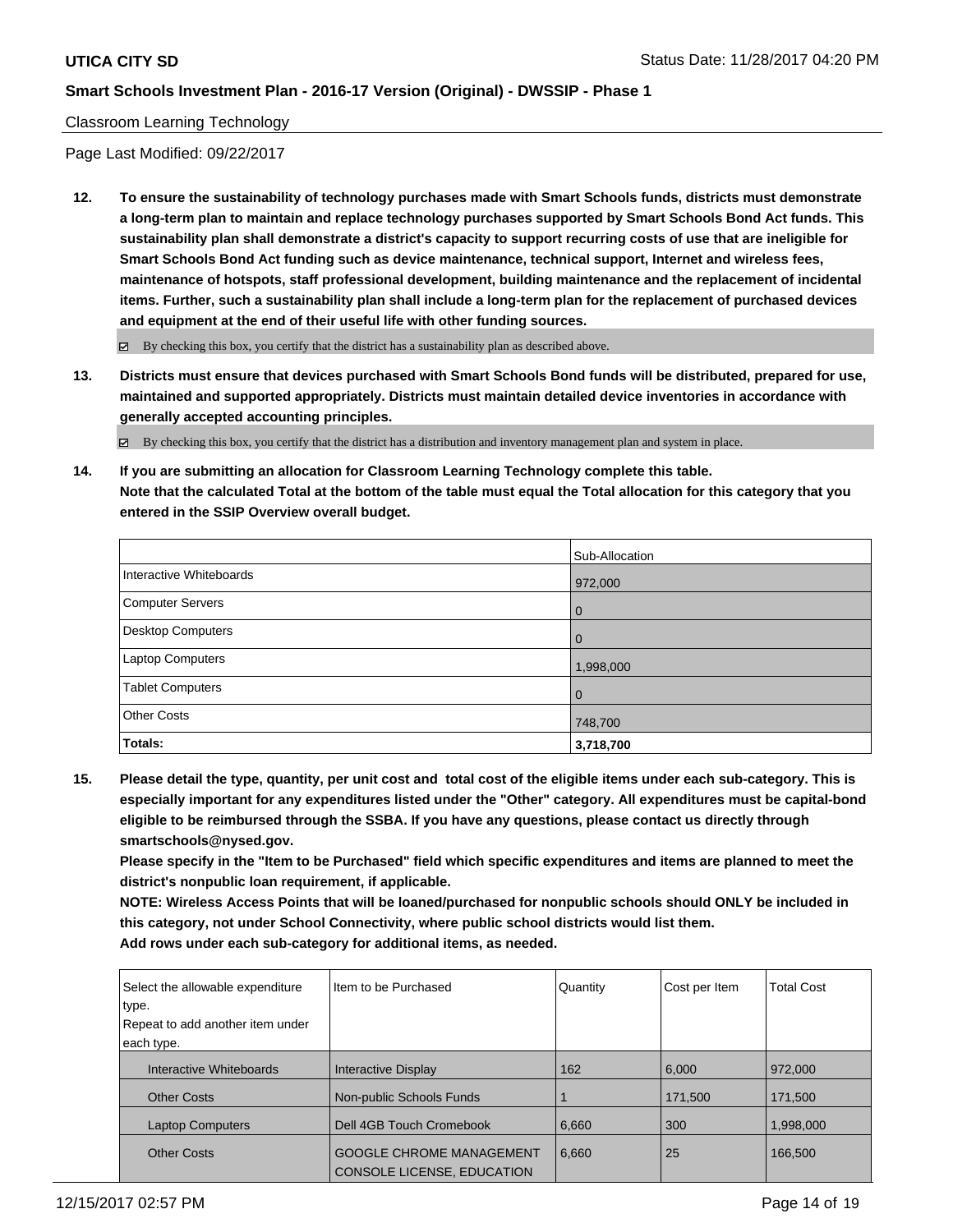Classroom Learning Technology

Page Last Modified: 09/22/2017

**12. To ensure the sustainability of technology purchases made with Smart Schools funds, districts must demonstrate a long-term plan to maintain and replace technology purchases supported by Smart Schools Bond Act funds. This sustainability plan shall demonstrate a district's capacity to support recurring costs of use that are ineligible for Smart Schools Bond Act funding such as device maintenance, technical support, Internet and wireless fees, maintenance of hotspots, staff professional development, building maintenance and the replacement of incidental items. Further, such a sustainability plan shall include a long-term plan for the replacement of purchased devices and equipment at the end of their useful life with other funding sources.**

☑ By checking this box, you certify that the district has a sustainability plan as described above.

**13. Districts must ensure that devices purchased with Smart Schools Bond funds will be distributed, prepared for use, maintained and supported appropriately. Districts must maintain detailed device inventories in accordance with generally accepted accounting principles.**

☑ By checking this box, you certify that the district has a distribution and inventory management plan and system in place.

**14. If you are submitting an allocation for Classroom Learning Technology complete this table. Note that the calculated Total at the bottom of the table must equal the Total allocation for this category that you entered in the SSIP Overview overall budget.**

| | Sub-Allocation |
|---|---|
| Interactive Whiteboards | 972,000 |
| Computer Servers | 0 |
| Desktop Computers | 0 |
| Laptop Computers | 1,998,000 |
| Tablet Computers | 0 |
| Other Costs | 748,700 |
| **Totals:** | **3,718,700** |

**15. Please detail the type, quantity, per unit cost and total cost of the eligible items under each sub-category. This is especially important for any expenditures listed under the "Other" category. All expenditures must be capital-bond eligible to be reimbursed through the SSBA. If you have any questions, please contact us directly through smartschools@nysed.gov.**

**Please specify in the "Item to be Purchased" field which specific expenditures and items are planned to meet the district's nonpublic loan requirement, if applicable.**

**NOTE: Wireless Access Points that will be loaned/purchased for nonpublic schools should ONLY be included in this category, not under School Connectivity, where public school districts would list them.**

**Add rows under each sub-category for additional items, as needed.**

| Select the allowable expenditure type. Repeat to add another item under each type. | Item to be Purchased | Quantity | Cost per Item | Total Cost |
|---|---|---|---|---|
| Interactive Whiteboards | Interactive Display | 162 | 6,000 | 972,000 |
| Other Costs | Non-public Schools Funds | 1 | 171,500 | 171,500 |
| Laptop Computers | Dell 4GB Touch Cromebook | 6,660 | 300 | 1,998,000 |
| Other Costs | GOOGLE CHROME MANAGEMENT CONSOLE LICENSE, EDUCATION | 6,660 | 25 | 166,500 |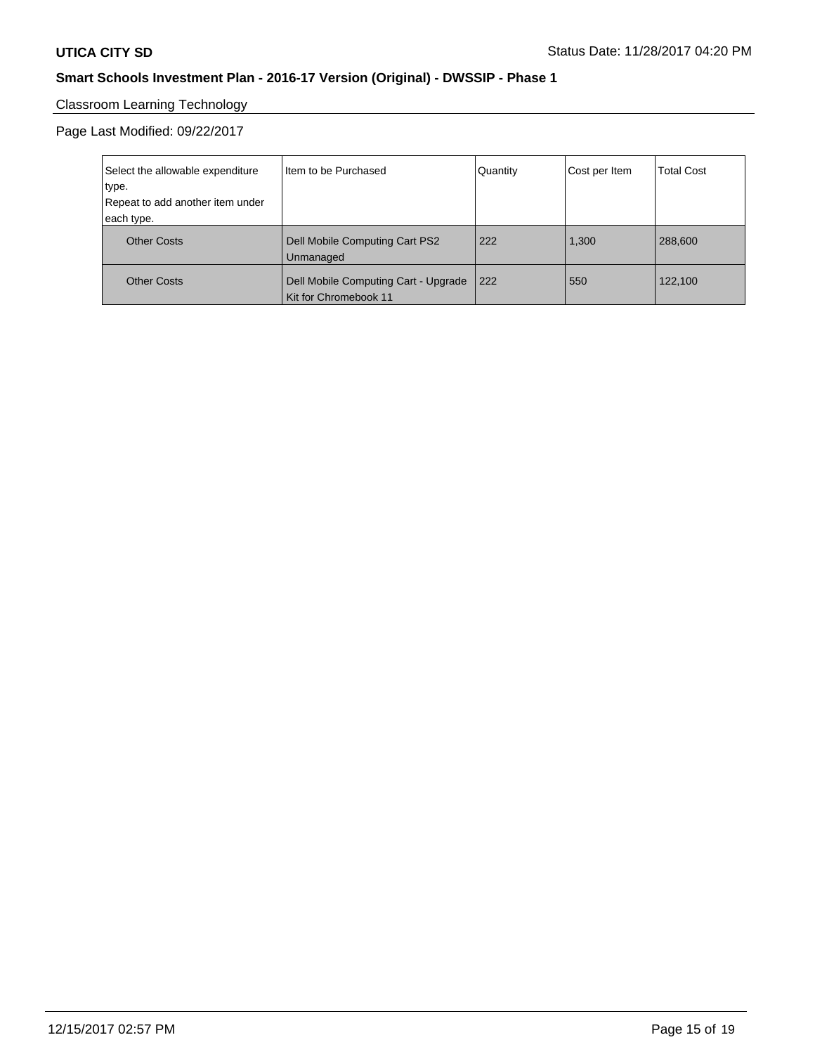Classroom Learning Technology

Page Last Modified: 09/22/2017

| Select the allowable expenditure type. Repeat to add another item under each type. | Item to be Purchased | Quantity | Cost per Item | Total Cost |
|---|---|---|---|---|
| Other Costs | Dell Mobile Computing Cart PS2 Unmanaged | 222 | 1,300 | 288,600 |
| Other Costs | Dell Mobile Computing Cart - Upgrade Kit for Chromebook 11 | 222 | 550 | 122,100 |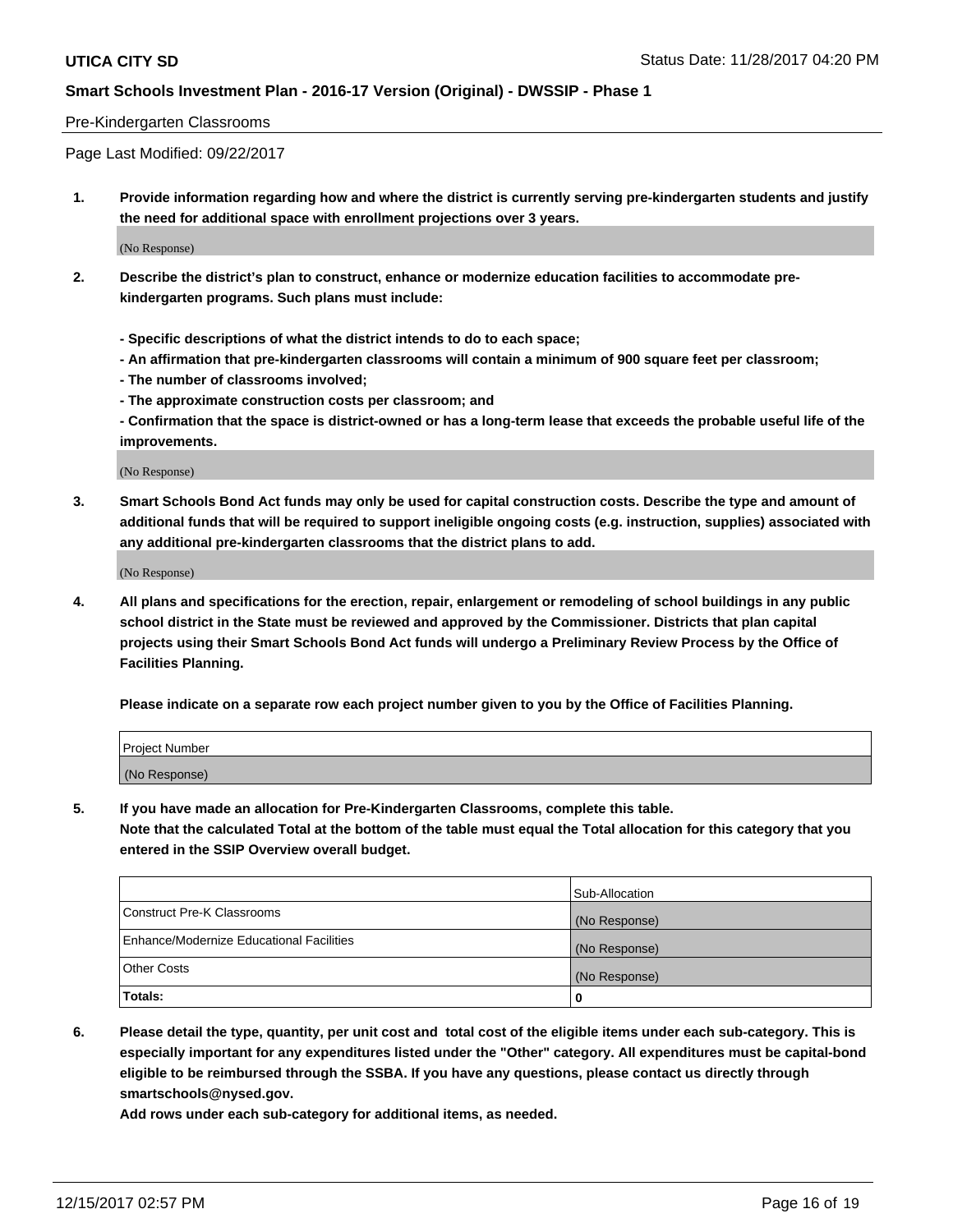Pre-Kindergarten Classrooms

Page Last Modified: 09/22/2017

**1. Provide information regarding how and where the district is currently serving pre-kindergarten students and justify the need for additional space with enrollment projections over 3 years.**

(No Response)

**2. Describe the district's plan to construct, enhance or modernize education facilities to accommodate pre-kindergarten programs. Such plans must include:**

**- Specific descriptions of what the district intends to do to each space;**
**- An affirmation that pre-kindergarten classrooms will contain a minimum of 900 square feet per classroom;**
**- The number of classrooms involved;**
**- The approximate construction costs per classroom; and**
**- Confirmation that the space is district-owned or has a long-term lease that exceeds the probable useful life of the improvements.**

(No Response)

**3. Smart Schools Bond Act funds may only be used for capital construction costs. Describe the type and amount of additional funds that will be required to support ineligible ongoing costs (e.g. instruction, supplies) associated with any additional pre-kindergarten classrooms that the district plans to add.**

(No Response)

**4. All plans and specifications for the erection, repair, enlargement or remodeling of school buildings in any public school district in the State must be reviewed and approved by the Commissioner. Districts that plan capital projects using their Smart Schools Bond Act funds will undergo a Preliminary Review Process by the Office of Facilities Planning.**

**Please indicate on a separate row each project number given to you by the Office of Facilities Planning.**

| Project Number |
|---|
| (No Response) |

**5. If you have made an allocation for Pre-Kindergarten Classrooms, complete this table.**
**Note that the calculated Total at the bottom of the table must equal the Total allocation for this category that you entered in the SSIP Overview overall budget.**

| | Sub-Allocation |
|---|---|
| Construct Pre-K Classrooms | (No Response) |
| Enhance/Modernize Educational Facilities | (No Response) |
| Other Costs | (No Response) |
| **Totals:** | **0** |

**6. Please detail the type, quantity, per unit cost and total cost of the eligible items under each sub-category. This is especially important for any expenditures listed under the "Other" category. All expenditures must be capital-bond eligible to be reimbursed through the SSBA. If you have any questions, please contact us directly through smartschools@nysed.gov.**

**Add rows under each sub-category for additional items, as needed.**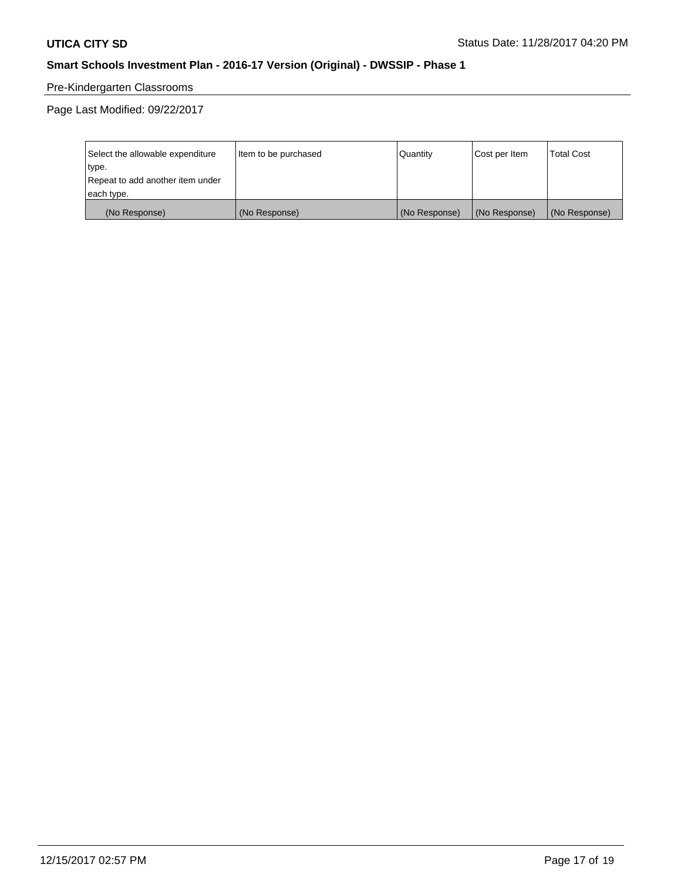Pre-Kindergarten Classrooms

Page Last Modified: 09/22/2017

| Select the allowable expenditure type. Repeat to add another item under each type. | Item to be purchased | Quantity | Cost per Item | Total Cost |
|---|---|---|---|---|
| (No Response) | (No Response) | (No Response) | (No Response) | (No Response) |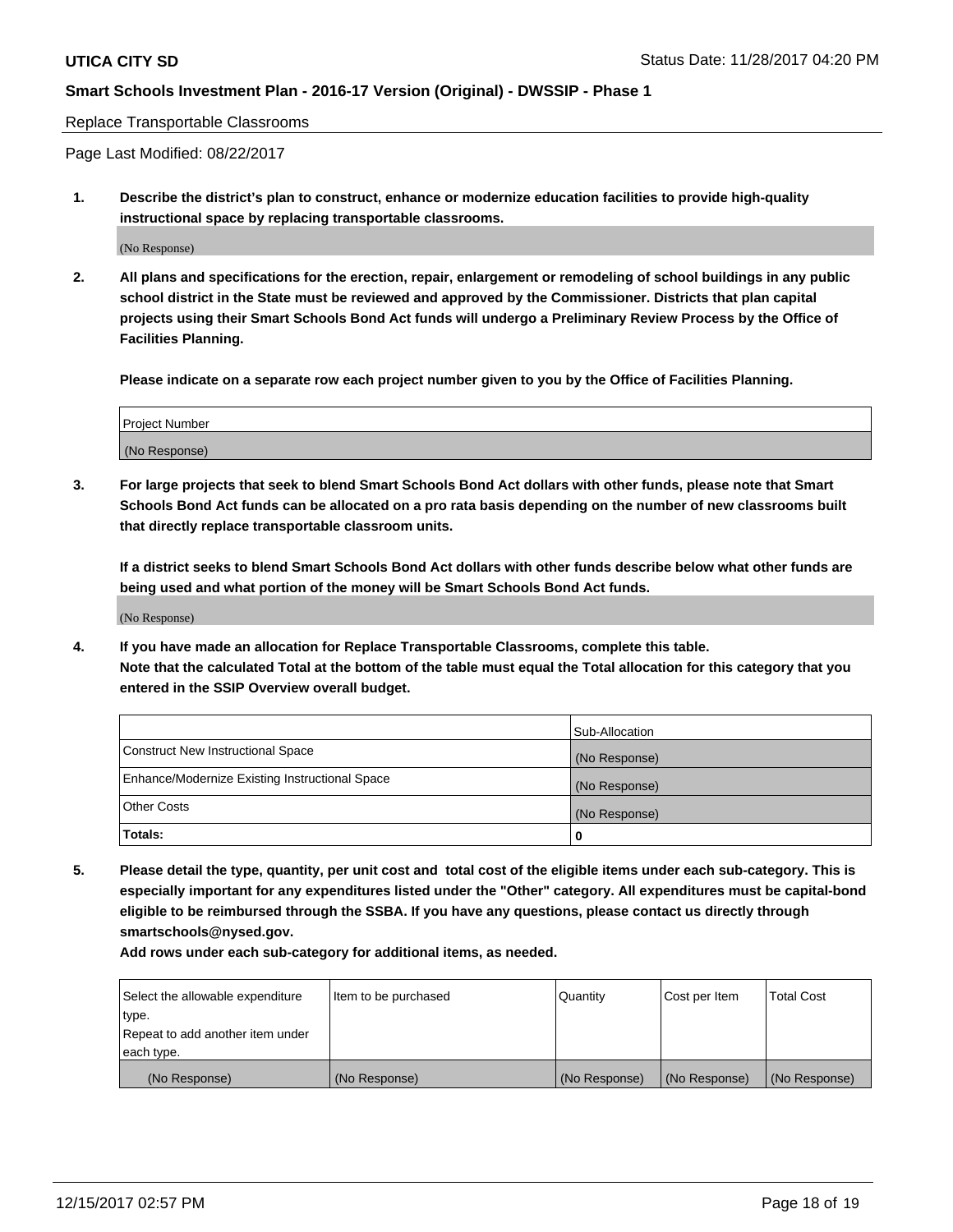Replace Transportable Classrooms

Page Last Modified: 08/22/2017

1. **Describe the district's plan to construct, enhance or modernize education facilities to provide high-quality instructional space by replacing transportable classrooms.**

(No Response)

2. **All plans and specifications for the erection, repair, enlargement or remodeling of school buildings in any public school district in the State must be reviewed and approved by the Commissioner. Districts that plan capital projects using their Smart Schools Bond Act funds will undergo a Preliminary Review Process by the Office of Facilities Planning.**

**Please indicate on a separate row each project number given to you by the Office of Facilities Planning.**

| Project Number |
| --- |
| (No Response) |

3. **For large projects that seek to blend Smart Schools Bond Act dollars with other funds, please note that Smart Schools Bond Act funds can be allocated on a pro rata basis depending on the number of new classrooms built that directly replace transportable classroom units.**

**If a district seeks to blend Smart Schools Bond Act dollars with other funds describe below what other funds are being used and what portion of the money will be Smart Schools Bond Act funds.**

(No Response)

4. **If you have made an allocation for Replace Transportable Classrooms, complete this table.**
**Note that the calculated Total at the bottom of the table must equal the Total allocation for this category that you entered in the SSIP Overview overall budget.**

| | Sub-Allocation |
| --- | --- |
| Construct New Instructional Space | (No Response) |
| Enhance/Modernize Existing Instructional Space | (No Response) |
| Other Costs | (No Response) |
| **Totals:** | **0** |

5. **Please detail the type, quantity, per unit cost and total cost of the eligible items under each sub-category. This is especially important for any expenditures listed under the "Other" category. All expenditures must be capital-bond eligible to be reimbursed through the SSBA. If you have any questions, please contact us directly through smartschools@nysed.gov.**
**Add rows under each sub-category for additional items, as needed.**

| Select the allowable expenditure type. Repeat to add another item under each type. | Item to be purchased | Quantity | Cost per Item | Total Cost |
| --- | --- | --- | --- | --- |
| (No Response) | (No Response) | (No Response) | (No Response) | (No Response) |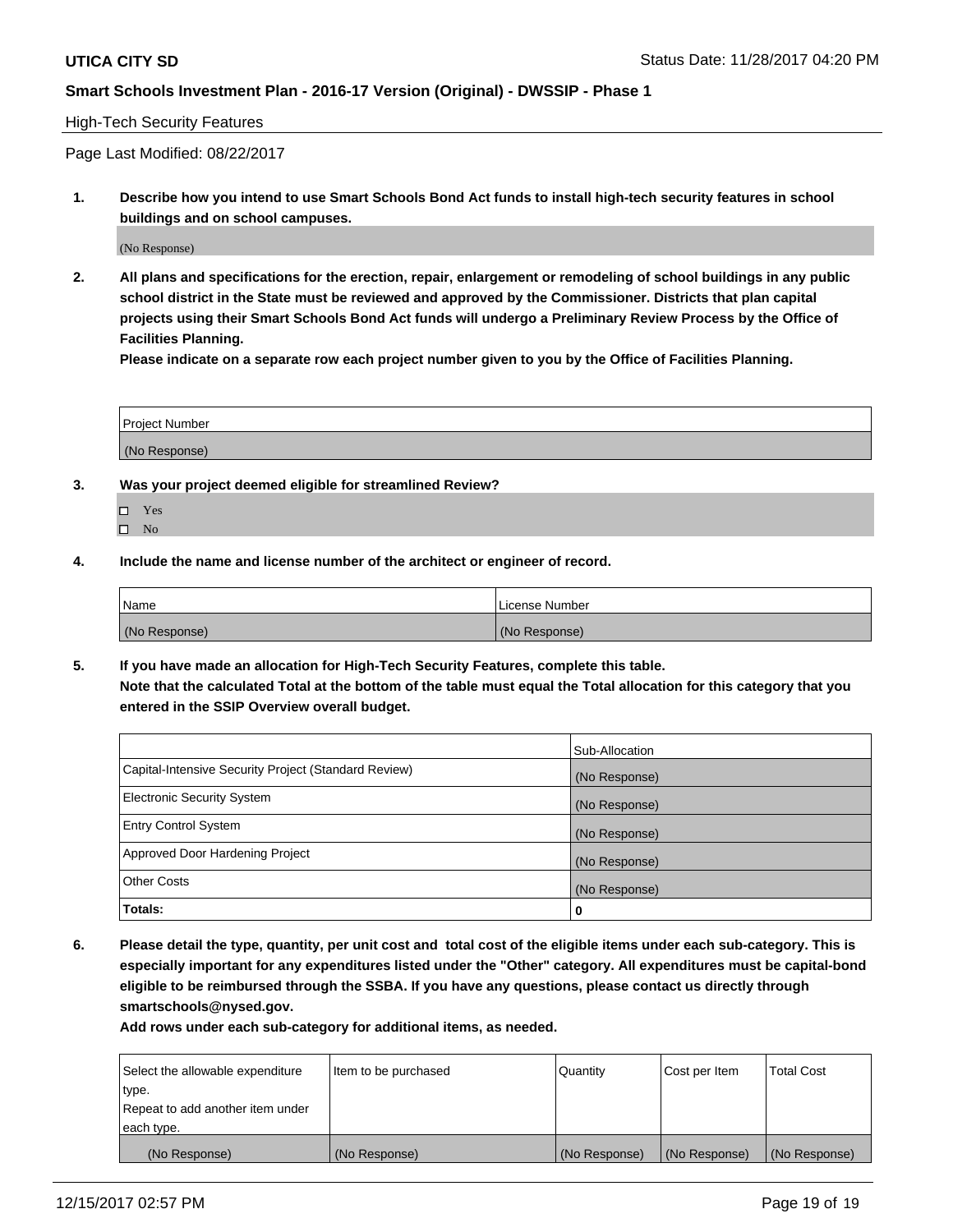High-Tech Security Features

Page Last Modified: 08/22/2017

1. **Describe how you intend to use Smart Schools Bond Act funds to install high-tech security features in school buildings and on school campuses.**

(No Response)

2. **All plans and specifications for the erection, repair, enlargement or remodeling of school buildings in any public school district in the State must be reviewed and approved by the Commissioner. Districts that plan capital projects using their Smart Schools Bond Act funds will undergo a Preliminary Review Process by the Office of Facilities Planning.**

**Please indicate on a separate row each project number given to you by the Office of Facilities Planning.**

| Project Number |
|---|
| (No Response) |

3. **Was your project deemed eligible for streamlined Review?**

- ☐ Yes
- ☐ No

4. **Include the name and license number of the architect or engineer of record.**

| Name | License Number |
|---|---|
| (No Response) | (No Response) |

5. **If you have made an allocation for High-Tech Security Features, complete this table.**
**Note that the calculated Total at the bottom of the table must equal the Total allocation for this category that you entered in the SSIP Overview overall budget.**

| | Sub-Allocation |
|---|---|
| Capital-Intensive Security Project (Standard Review) | (No Response) |
| Electronic Security System | (No Response) |
| Entry Control System | (No Response) |
| Approved Door Hardening Project | (No Response) |
| Other Costs | (No Response) |
| **Totals:** | **0** |

6. **Please detail the type, quantity, per unit cost and total cost of the eligible items under each sub-category. This is especially important for any expenditures listed under the "Other" category. All expenditures must be capital-bond eligible to be reimbursed through the SSBA. If you have any questions, please contact us directly through smartschools@nysed.gov.**

**Add rows under each sub-category for additional items, as needed.**

| Select the allowable expenditure type. Repeat to add another item under each type. | Item to be purchased | Quantity | Cost per Item | Total Cost |
|---|---|---|---|---|
| (No Response) | (No Response) | (No Response) | (No Response) | (No Response) |